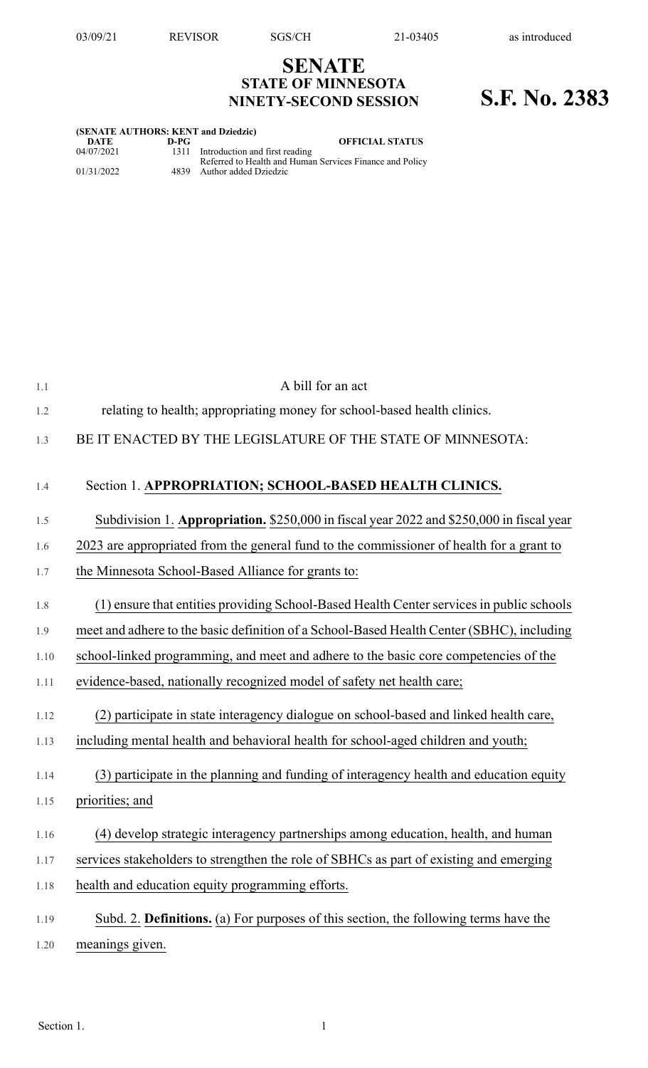03/09/21 REVISOR SGS/CH 21-03405 as introduced

# SENATE
## STATE OF MINNESOTA
## NINETY-SECOND SESSION

# S.F. No. 2383

**(SENATE AUTHORS: KENT and Dziedzic)**

| DATE | D-PG | OFFICIAL STATUS |
|---|---|---|
| 04/07/2021 | 1311 | Introduction and first reading<br>Referred to Health and Human Services Finance and Policy |
| 01/31/2022 | 4839 | Author added Dziedzic |

A bill for an act

relating to health; appropriating money for school-based health clinics.

BE IT ENACTED BY THE LEGISLATURE OF THE STATE OF MINNESOTA:

Section 1. **APPROPRIATION; SCHOOL-BASED HEALTH CLINICS.**

Subdivision 1. **Appropriation.** $250,000 in fiscal year 2022 and $250,000 in fiscal year 2023 are appropriated from the general fund to the commissioner of health for a grant to the Minnesota School-Based Alliance for grants to:

(1) ensure that entities providing School-Based Health Center services in public schools meet and adhere to the basic definition of a School-Based Health Center (SBHC), including school-linked programming, and meet and adhere to the basic core competencies of the evidence-based, nationally recognized model of safety net health care;

(2) participate in state interagency dialogue on school-based and linked health care, including mental health and behavioral health for school-aged children and youth;

(3) participate in the planning and funding of interagency health and education equity priorities; and

(4) develop strategic interagency partnerships among education, health, and human services stakeholders to strengthen the role of SBHCs as part of existing and emerging health and education equity programming efforts.

Subd. 2. **Definitions.** (a) For purposes of this section, the following terms have the meanings given.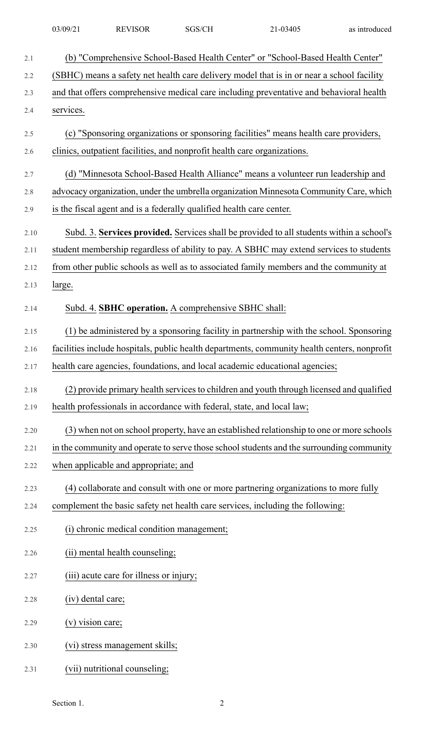(b) "Comprehensive School-Based Health Center" or "School-Based Health Center" (SBHC) means a safety net health care delivery model that is in or near a school facility and that offers comprehensive medical care including preventative and behavioral health services.

(c) "Sponsoring organizations or sponsoring facilities" means health care providers, clinics, outpatient facilities, and nonprofit health care organizations.

(d) "Minnesota School-Based Health Alliance" means a volunteer run leadership and advocacy organization, under the umbrella organization Minnesota Community Care, which is the fiscal agent and is a federally qualified health care center.

Subd. 3. **Services provided.** Services shall be provided to all students within a school's student membership regardless of ability to pay. A SBHC may extend services to students from other public schools as well as to associated family members and the community at large.

Subd. 4. **SBHC operation.** A comprehensive SBHC shall:

(1) be administered by a sponsoring facility in partnership with the school. Sponsoring facilities include hospitals, public health departments, community health centers, nonprofit health care agencies, foundations, and local academic educational agencies;

(2) provide primary health services to children and youth through licensed and qualified health professionals in accordance with federal, state, and local law;

(3) when not on school property, have an established relationship to one or more schools in the community and operate to serve those school students and the surrounding community when applicable and appropriate; and

(4) collaborate and consult with one or more partnering organizations to more fully complement the basic safety net health care services, including the following:

(i) chronic medical condition management;

(ii) mental health counseling;

(iii) acute care for illness or injury;

(iv) dental care;

(v) vision care;

(vi) stress management skills;

(vii) nutritional counseling;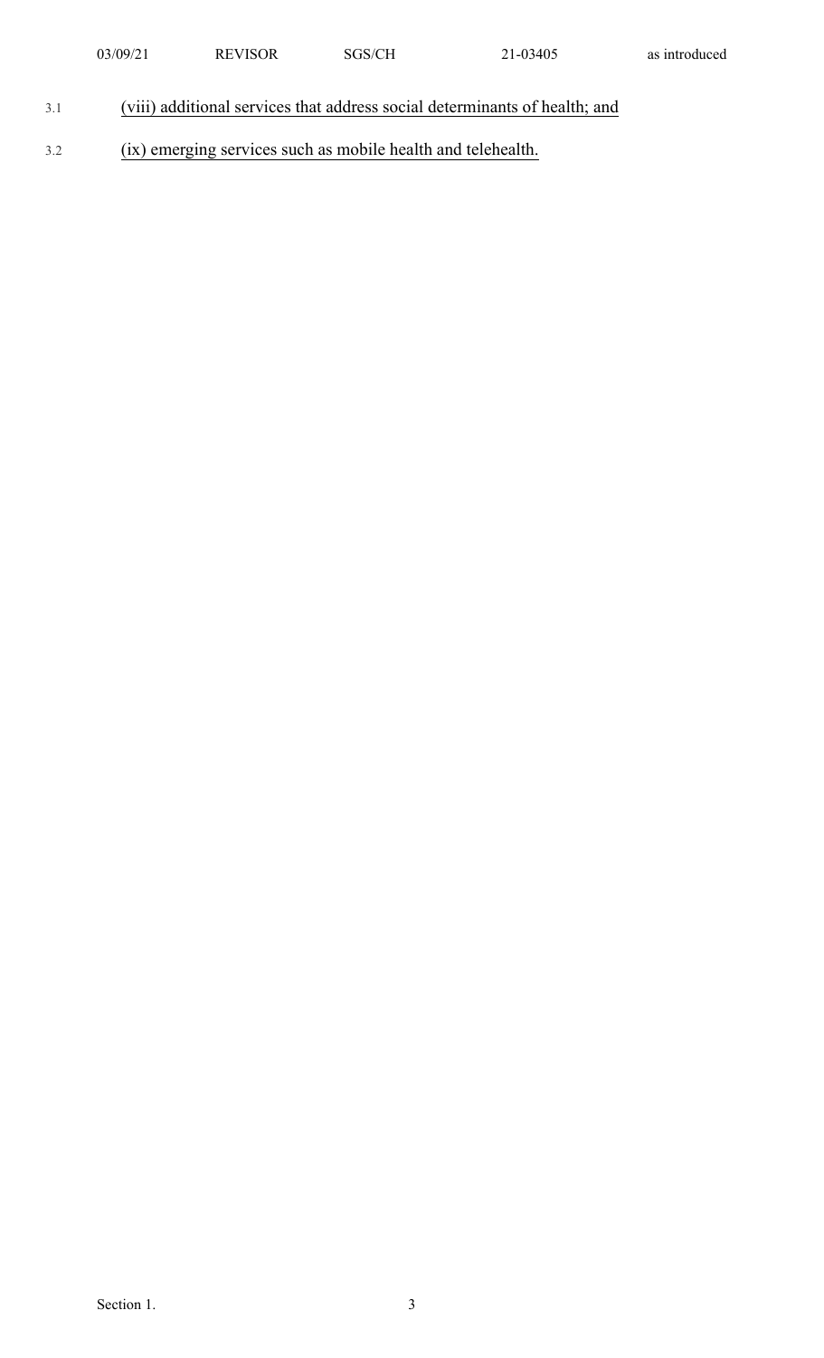(viii) additional services that address social determinants of health; and

(ix) emerging services such as mobile health and telehealth.